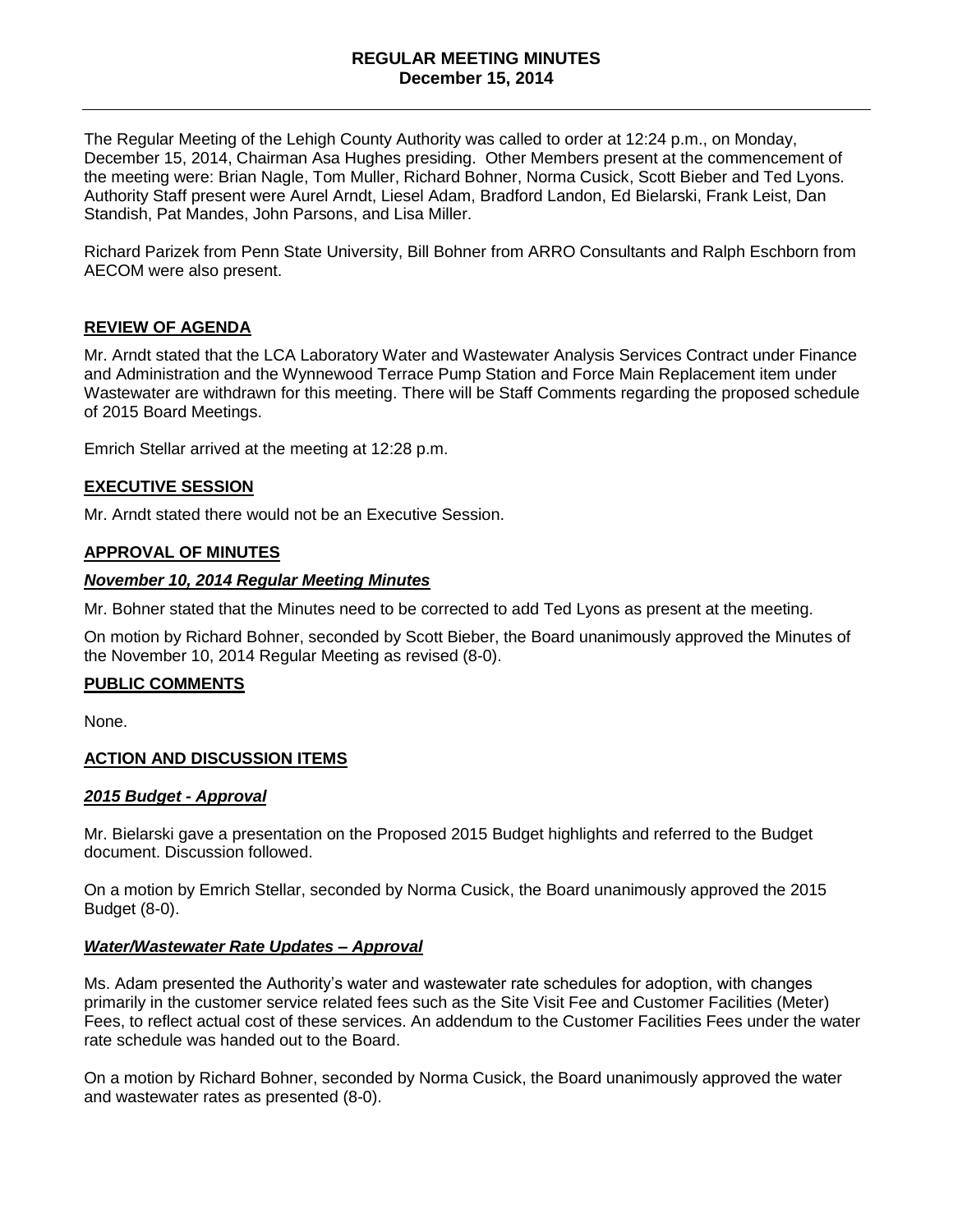# REGULAR MEETING MINUTES
## December 15, 2014

The Regular Meeting of the Lehigh County Authority was called to order at 12:24 p.m., on Monday, December 15, 2014, Chairman Asa Hughes presiding. Other Members present at the commencement of the meeting were: Brian Nagle, Tom Muller, Richard Bohner, Norma Cusick, Scott Bieber and Ted Lyons. Authority Staff present were Aurel Arndt, Liesel Adam, Bradford Landon, Ed Bielarski, Frank Leist, Dan Standish, Pat Mandes, John Parsons, and Lisa Miller.

Richard Parizek from Penn State University, Bill Bohner from ARRO Consultants and Ralph Eschborn from AECOM were also present.

### REVIEW OF AGENDA

Mr. Arndt stated that the LCA Laboratory Water and Wastewater Analysis Services Contract under Finance and Administration and the Wynnewood Terrace Pump Station and Force Main Replacement item under Wastewater are withdrawn for this meeting. There will be Staff Comments regarding the proposed schedule of 2015 Board Meetings.

Emrich Stellar arrived at the meeting at 12:28 p.m.

### EXECUTIVE SESSION

Mr. Arndt stated there would not be an Executive Session.

### APPROVAL OF MINUTES

#### *November 10, 2014 Regular Meeting Minutes*

Mr. Bohner stated that the Minutes need to be corrected to add Ted Lyons as present at the meeting.

On motion by Richard Bohner, seconded by Scott Bieber, the Board unanimously approved the Minutes of the November 10, 2014 Regular Meeting as revised (8-0).

### PUBLIC COMMENTS

None.

### ACTION AND DISCUSSION ITEMS

#### *2015 Budget - Approval*

Mr. Bielarski gave a presentation on the Proposed 2015 Budget highlights and referred to the Budget document. Discussion followed.

On a motion by Emrich Stellar, seconded by Norma Cusick, the Board unanimously approved the 2015 Budget (8-0).

#### *Water/Wastewater Rate Updates – Approval*

Ms. Adam presented the Authority's water and wastewater rate schedules for adoption, with changes primarily in the customer service related fees such as the Site Visit Fee and Customer Facilities (Meter) Fees, to reflect actual cost of these services. An addendum to the Customer Facilities Fees under the water rate schedule was handed out to the Board.

On a motion by Richard Bohner, seconded by Norma Cusick, the Board unanimously approved the water and wastewater rates as presented (8-0).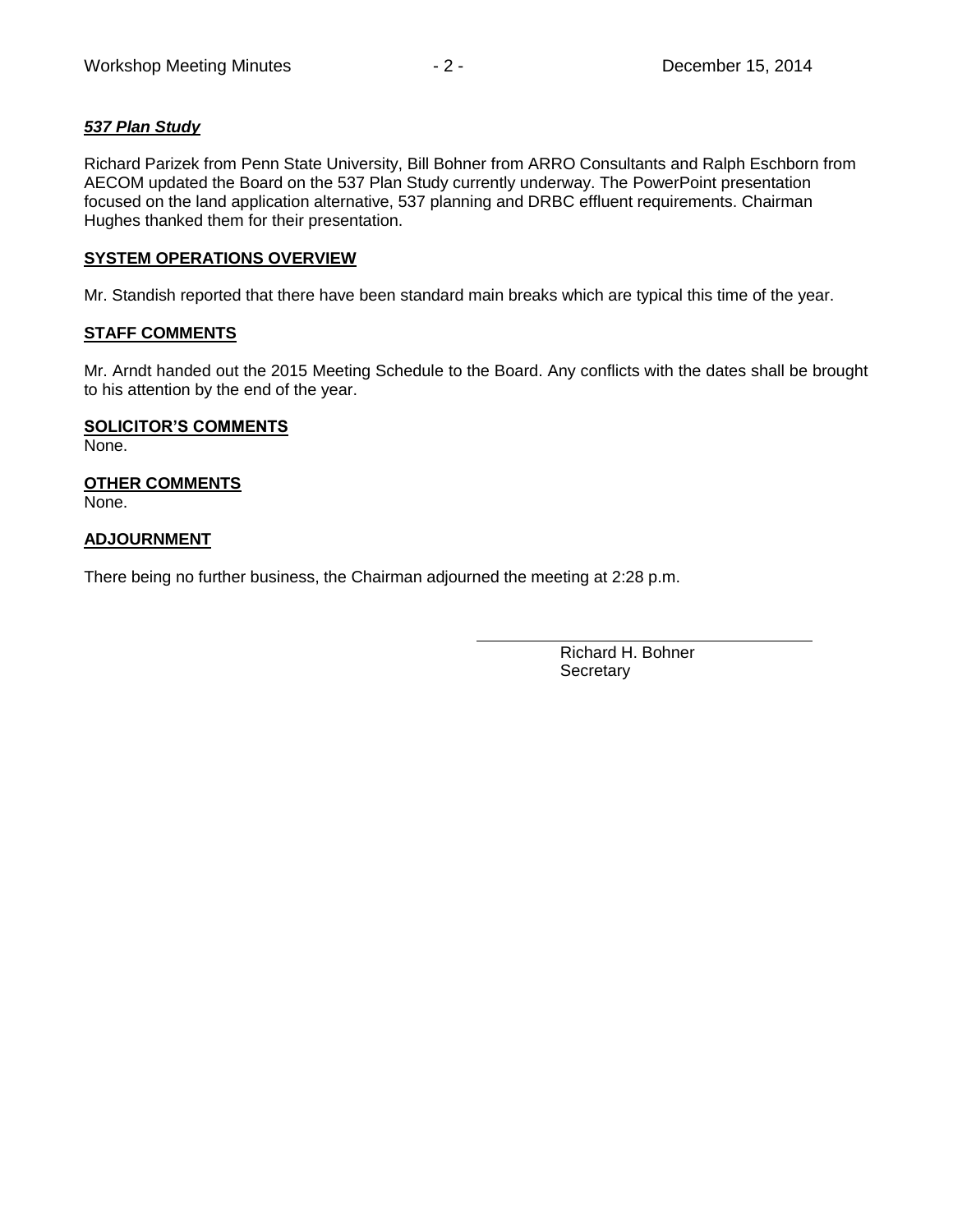***537 Plan Study***

Richard Parizek from Penn State University, Bill Bohner from ARRO Consultants and Ralph Eschborn from AECOM updated the Board on the 537 Plan Study currently underway. The PowerPoint presentation focused on the land application alternative, 537 planning and DRBC effluent requirements. Chairman Hughes thanked them for their presentation.

**SYSTEM OPERATIONS OVERVIEW**

Mr. Standish reported that there have been standard main breaks which are typical this time of the year.

**STAFF COMMENTS**

Mr. Arndt handed out the 2015 Meeting Schedule to the Board. Any conflicts with the dates shall be brought to his attention by the end of the year.

**SOLICITOR'S COMMENTS**

None.

**OTHER COMMENTS**

None.

**ADJOURNMENT**

There being no further business, the Chairman adjourned the meeting at 2:28 p.m.

Richard H. Bohner
Secretary